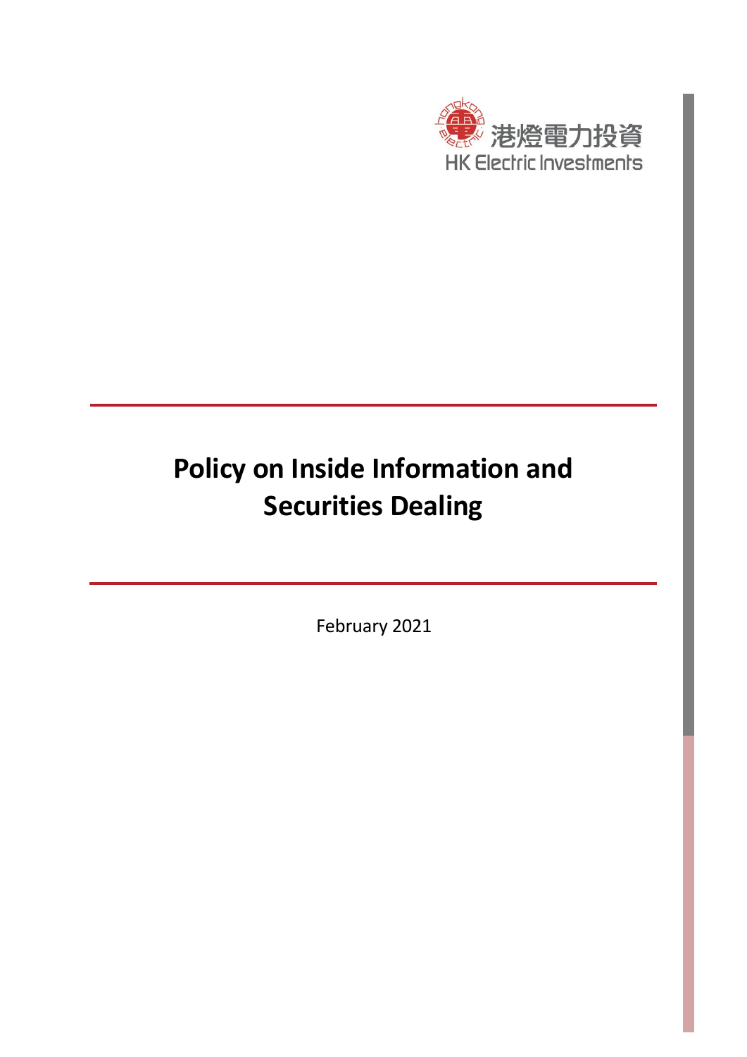港燈電力投資
HK Electric Investments

# Policy on Inside Information and Securities Dealing

February 2021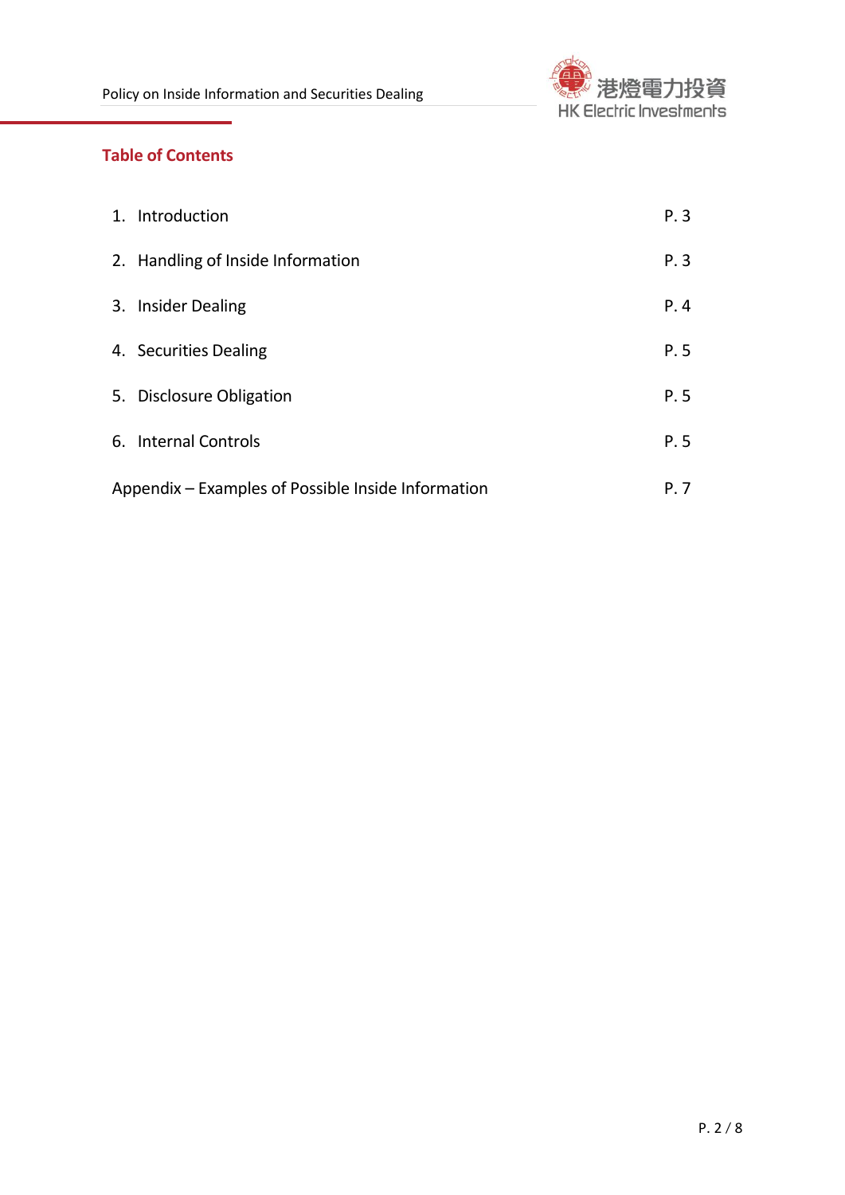## Table of Contents

| | |
|---|---|
| 1. Introduction | P. 3 |
| 2. Handling of Inside Information | P. 3 |
| 3. Insider Dealing | P. 4 |
| 4. Securities Dealing | P. 5 |
| 5. Disclosure Obligation | P. 5 |
| 6. Internal Controls | P. 5 |
| Appendix – Examples of Possible Inside Information | P. 7 |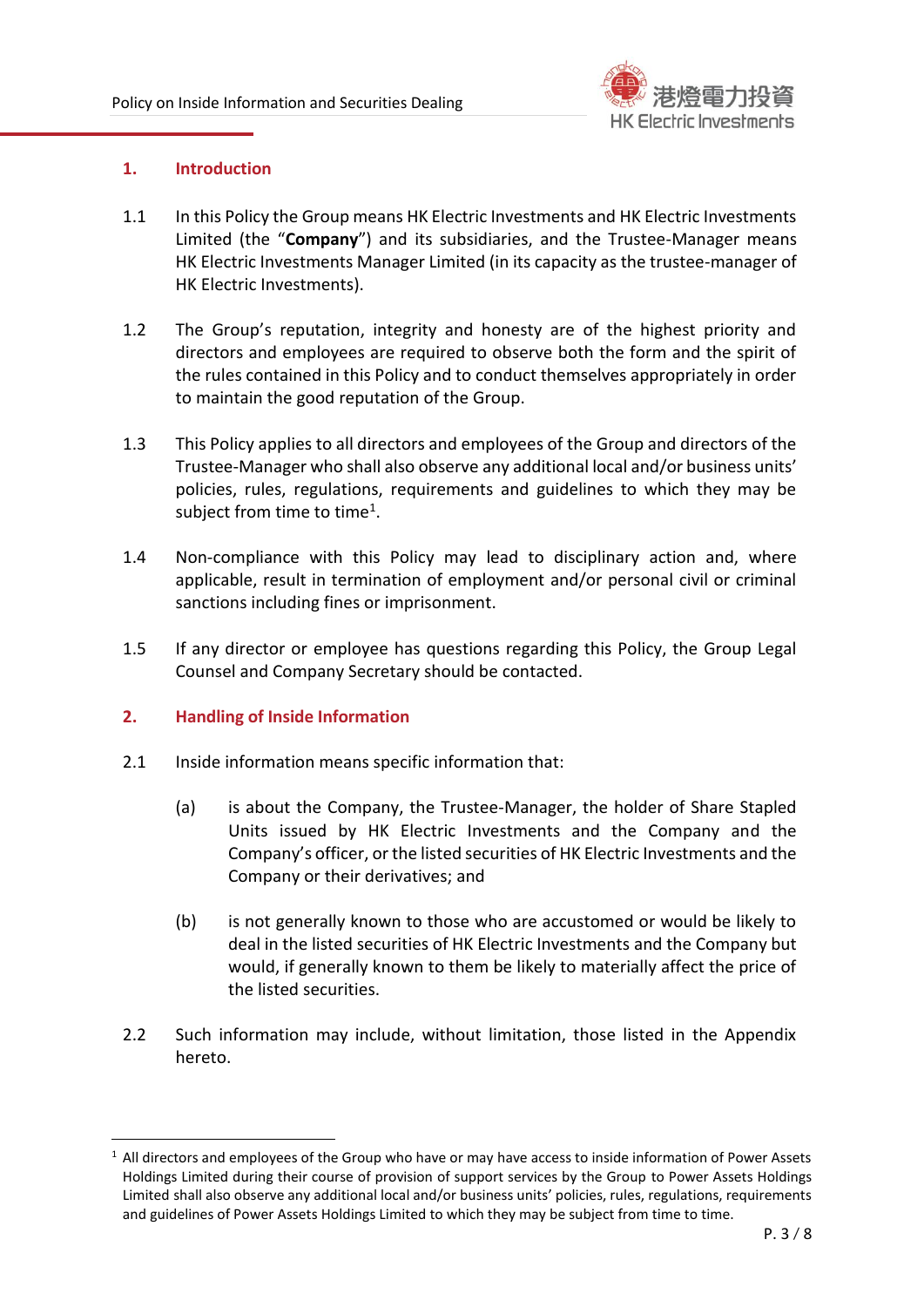## 1. Introduction

1.1 In this Policy the Group means HK Electric Investments and HK Electric Investments Limited (the "**Company**") and its subsidiaries, and the Trustee-Manager means HK Electric Investments Manager Limited (in its capacity as the trustee-manager of HK Electric Investments).

1.2 The Group's reputation, integrity and honesty are of the highest priority and directors and employees are required to observe both the form and the spirit of the rules contained in this Policy and to conduct themselves appropriately in order to maintain the good reputation of the Group.

1.3 This Policy applies to all directors and employees of the Group and directors of the Trustee-Manager who shall also observe any additional local and/or business units' policies, rules, regulations, requirements and guidelines to which they may be subject from time to time[1].

1.4 Non-compliance with this Policy may lead to disciplinary action and, where applicable, result in termination of employment and/or personal civil or criminal sanctions including fines or imprisonment.

1.5 If any director or employee has questions regarding this Policy, the Group Legal Counsel and Company Secretary should be contacted.

## 2. Handling of Inside Information

2.1 Inside information means specific information that:

(a) is about the Company, the Trustee-Manager, the holder of Share Stapled Units issued by HK Electric Investments and the Company and the Company's officer, or the listed securities of HK Electric Investments and the Company or their derivatives; and

(b) is not generally known to those who are accustomed or would be likely to deal in the listed securities of HK Electric Investments and the Company but would, if generally known to them be likely to materially affect the price of the listed securities.

2.2 Such information may include, without limitation, those listed in the Appendix hereto.

---

[1] All directors and employees of the Group who have or may have access to inside information of Power Assets Holdings Limited during their course of provision of support services by the Group to Power Assets Holdings Limited shall also observe any additional local and/or business units' policies, rules, regulations, requirements and guidelines of Power Assets Holdings Limited to which they may be subject from time to time.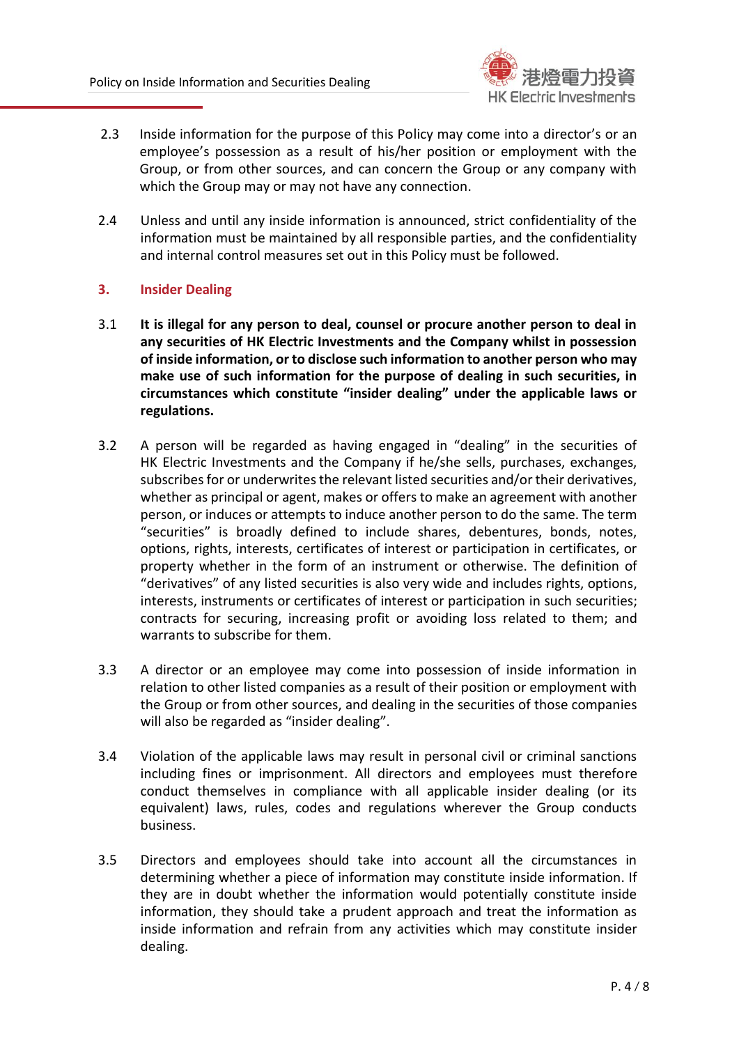2.3 Inside information for the purpose of this Policy may come into a director's or an employee's possession as a result of his/her position or employment with the Group, or from other sources, and can concern the Group or any company with which the Group may or may not have any connection.

2.4 Unless and until any inside information is announced, strict confidentiality of the information must be maintained by all responsible parties, and the confidentiality and internal control measures set out in this Policy must be followed.

## 3. Insider Dealing

3.1 **It is illegal for any person to deal, counsel or procure another person to deal in any securities of HK Electric Investments and the Company whilst in possession of inside information, or to disclose such information to another person who may make use of such information for the purpose of dealing in such securities, in circumstances which constitute "insider dealing" under the applicable laws or regulations.**

3.2 A person will be regarded as having engaged in "dealing" in the securities of HK Electric Investments and the Company if he/she sells, purchases, exchanges, subscribes for or underwrites the relevant listed securities and/or their derivatives, whether as principal or agent, makes or offers to make an agreement with another person, or induces or attempts to induce another person to do the same. The term "securities" is broadly defined to include shares, debentures, bonds, notes, options, rights, interests, certificates of interest or participation in certificates, or property whether in the form of an instrument or otherwise. The definition of "derivatives" of any listed securities is also very wide and includes rights, options, interests, instruments or certificates of interest or participation in such securities; contracts for securing, increasing profit or avoiding loss related to them; and warrants to subscribe for them.

3.3 A director or an employee may come into possession of inside information in relation to other listed companies as a result of their position or employment with the Group or from other sources, and dealing in the securities of those companies will also be regarded as "insider dealing".

3.4 Violation of the applicable laws may result in personal civil or criminal sanctions including fines or imprisonment. All directors and employees must therefore conduct themselves in compliance with all applicable insider dealing (or its equivalent) laws, rules, codes and regulations wherever the Group conducts business.

3.5 Directors and employees should take into account all the circumstances in determining whether a piece of information may constitute inside information. If they are in doubt whether the information would potentially constitute inside information, they should take a prudent approach and treat the information as inside information and refrain from any activities which may constitute insider dealing.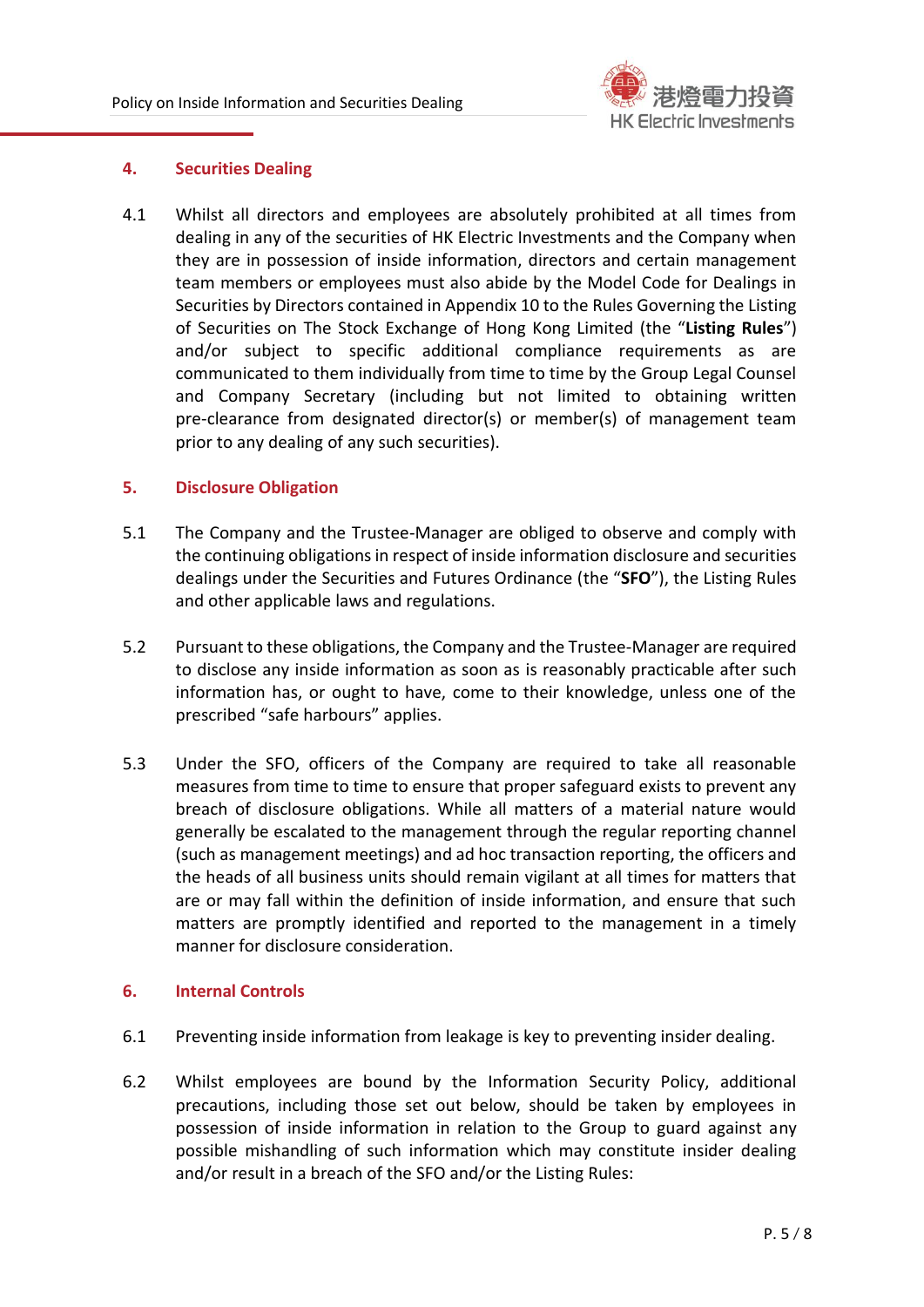## 4. Securities Dealing

4.1 Whilst all directors and employees are absolutely prohibited at all times from dealing in any of the securities of HK Electric Investments and the Company when they are in possession of inside information, directors and certain management team members or employees must also abide by the Model Code for Dealings in Securities by Directors contained in Appendix 10 to the Rules Governing the Listing of Securities on The Stock Exchange of Hong Kong Limited (the "**Listing Rules**") and/or subject to specific additional compliance requirements as are communicated to them individually from time to time by the Group Legal Counsel and Company Secretary (including but not limited to obtaining written pre-clearance from designated director(s) or member(s) of management team prior to any dealing of any such securities).

## 5. Disclosure Obligation

5.1 The Company and the Trustee-Manager are obliged to observe and comply with the continuing obligations in respect of inside information disclosure and securities dealings under the Securities and Futures Ordinance (the "**SFO**"), the Listing Rules and other applicable laws and regulations.

5.2 Pursuant to these obligations, the Company and the Trustee-Manager are required to disclose any inside information as soon as is reasonably practicable after such information has, or ought to have, come to their knowledge, unless one of the prescribed "safe harbours" applies.

5.3 Under the SFO, officers of the Company are required to take all reasonable measures from time to time to ensure that proper safeguard exists to prevent any breach of disclosure obligations. While all matters of a material nature would generally be escalated to the management through the regular reporting channel (such as management meetings) and ad hoc transaction reporting, the officers and the heads of all business units should remain vigilant at all times for matters that are or may fall within the definition of inside information, and ensure that such matters are promptly identified and reported to the management in a timely manner for disclosure consideration.

## 6. Internal Controls

6.1 Preventing inside information from leakage is key to preventing insider dealing.

6.2 Whilst employees are bound by the Information Security Policy, additional precautions, including those set out below, should be taken by employees in possession of inside information in relation to the Group to guard against any possible mishandling of such information which may constitute insider dealing and/or result in a breach of the SFO and/or the Listing Rules: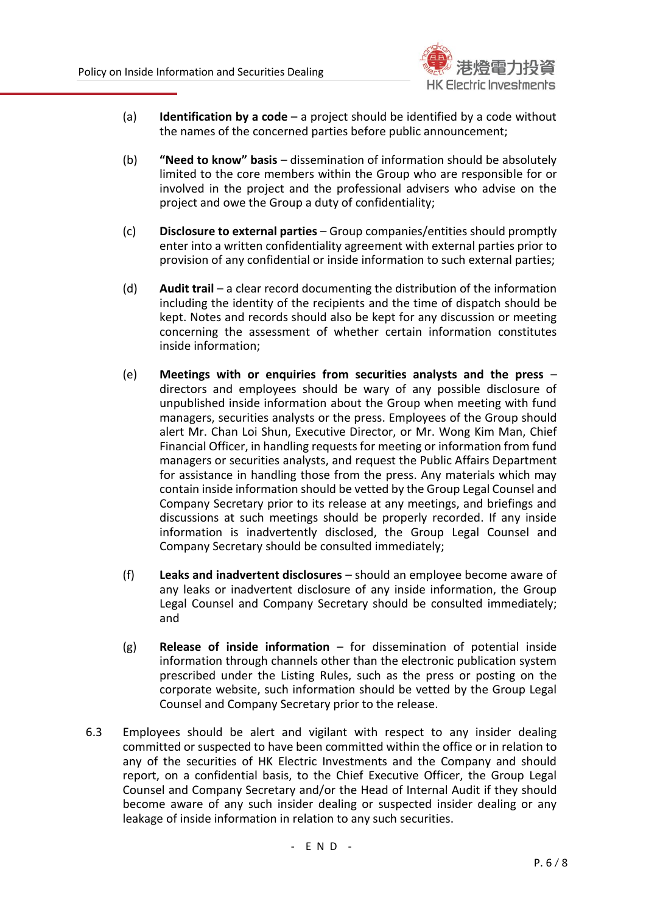(a) **Identification by a code** – a project should be identified by a code without the names of the concerned parties before public announcement;

(b) **"Need to know" basis** – dissemination of information should be absolutely limited to the core members within the Group who are responsible for or involved in the project and the professional advisers who advise on the project and owe the Group a duty of confidentiality;

(c) **Disclosure to external parties** – Group companies/entities should promptly enter into a written confidentiality agreement with external parties prior to provision of any confidential or inside information to such external parties;

(d) **Audit trail** – a clear record documenting the distribution of the information including the identity of the recipients and the time of dispatch should be kept. Notes and records should also be kept for any discussion or meeting concerning the assessment of whether certain information constitutes inside information;

(e) **Meetings with or enquiries from securities analysts and the press** – directors and employees should be wary of any possible disclosure of unpublished inside information about the Group when meeting with fund managers, securities analysts or the press. Employees of the Group should alert Mr. Chan Loi Shun, Executive Director, or Mr. Wong Kim Man, Chief Financial Officer, in handling requests for meeting or information from fund managers or securities analysts, and request the Public Affairs Department for assistance in handling those from the press. Any materials which may contain inside information should be vetted by the Group Legal Counsel and Company Secretary prior to its release at any meetings, and briefings and discussions at such meetings should be properly recorded. If any inside information is inadvertently disclosed, the Group Legal Counsel and Company Secretary should be consulted immediately;

(f) **Leaks and inadvertent disclosures** – should an employee become aware of any leaks or inadvertent disclosure of any inside information, the Group Legal Counsel and Company Secretary should be consulted immediately; and

(g) **Release of inside information** – for dissemination of potential inside information through channels other than the electronic publication system prescribed under the Listing Rules, such as the press or posting on the corporate website, such information should be vetted by the Group Legal Counsel and Company Secretary prior to the release.

6.3 Employees should be alert and vigilant with respect to any insider dealing committed or suspected to have been committed within the office or in relation to any of the securities of HK Electric Investments and the Company and should report, on a confidential basis, to the Chief Executive Officer, the Group Legal Counsel and Company Secretary and/or the Head of Internal Audit if they should become aware of any such insider dealing or suspected insider dealing or any leakage of inside information in relation to any such securities.

\- E N D -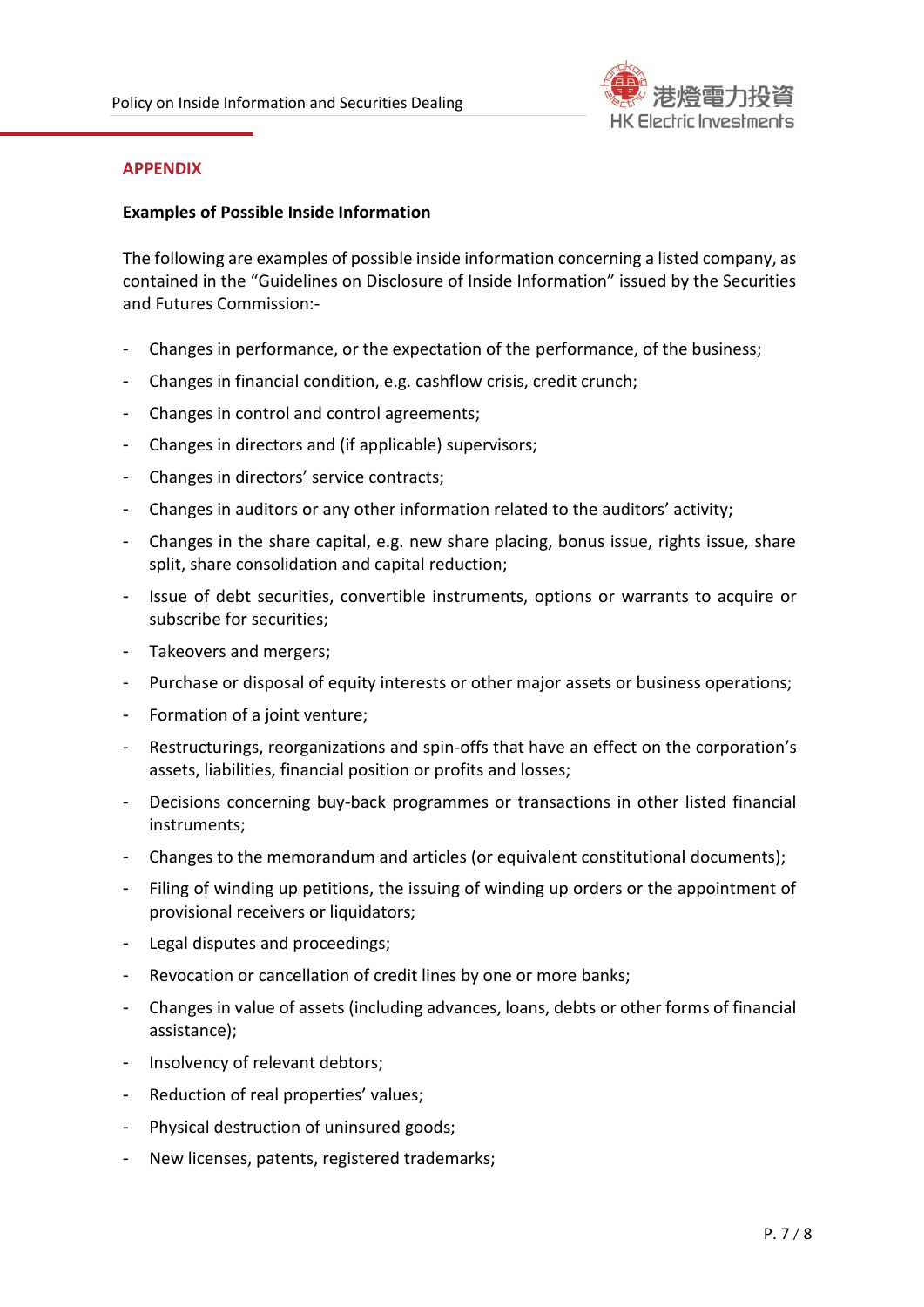## APPENDIX

**Examples of Possible Inside Information**

The following are examples of possible inside information concerning a listed company, as contained in the "Guidelines on Disclosure of Inside Information" issued by the Securities and Futures Commission:-

- Changes in performance, or the expectation of the performance, of the business;
- Changes in financial condition, e.g. cashflow crisis, credit crunch;
- Changes in control and control agreements;
- Changes in directors and (if applicable) supervisors;
- Changes in directors' service contracts;
- Changes in auditors or any other information related to the auditors' activity;
- Changes in the share capital, e.g. new share placing, bonus issue, rights issue, share split, share consolidation and capital reduction;
- Issue of debt securities, convertible instruments, options or warrants to acquire or subscribe for securities;
- Takeovers and mergers;
- Purchase or disposal of equity interests or other major assets or business operations;
- Formation of a joint venture;
- Restructurings, reorganizations and spin-offs that have an effect on the corporation's assets, liabilities, financial position or profits and losses;
- Decisions concerning buy-back programmes or transactions in other listed financial instruments;
- Changes to the memorandum and articles (or equivalent constitutional documents);
- Filing of winding up petitions, the issuing of winding up orders or the appointment of provisional receivers or liquidators;
- Legal disputes and proceedings;
- Revocation or cancellation of credit lines by one or more banks;
- Changes in value of assets (including advances, loans, debts or other forms of financial assistance);
- Insolvency of relevant debtors;
- Reduction of real properties' values;
- Physical destruction of uninsured goods;
- New licenses, patents, registered trademarks;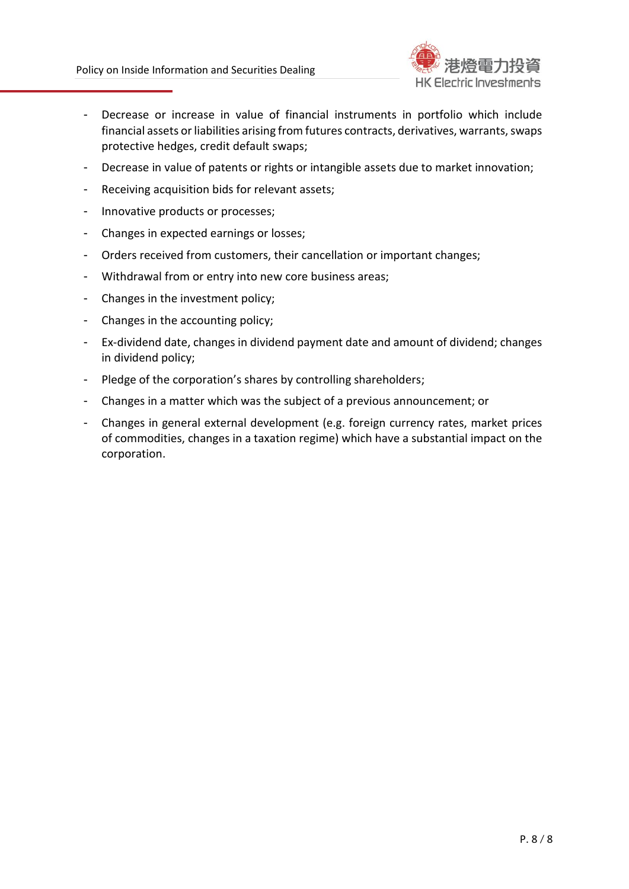- Decrease or increase in value of financial instruments in portfolio which include financial assets or liabilities arising from futures contracts, derivatives, warrants, swaps protective hedges, credit default swaps;
- Decrease in value of patents or rights or intangible assets due to market innovation;
- Receiving acquisition bids for relevant assets;
- Innovative products or processes;
- Changes in expected earnings or losses;
- Orders received from customers, their cancellation or important changes;
- Withdrawal from or entry into new core business areas;
- Changes in the investment policy;
- Changes in the accounting policy;
- Ex-dividend date, changes in dividend payment date and amount of dividend; changes in dividend policy;
- Pledge of the corporation's shares by controlling shareholders;
- Changes in a matter which was the subject of a previous announcement; or
- Changes in general external development (e.g. foreign currency rates, market prices of commodities, changes in a taxation regime) which have a substantial impact on the corporation.